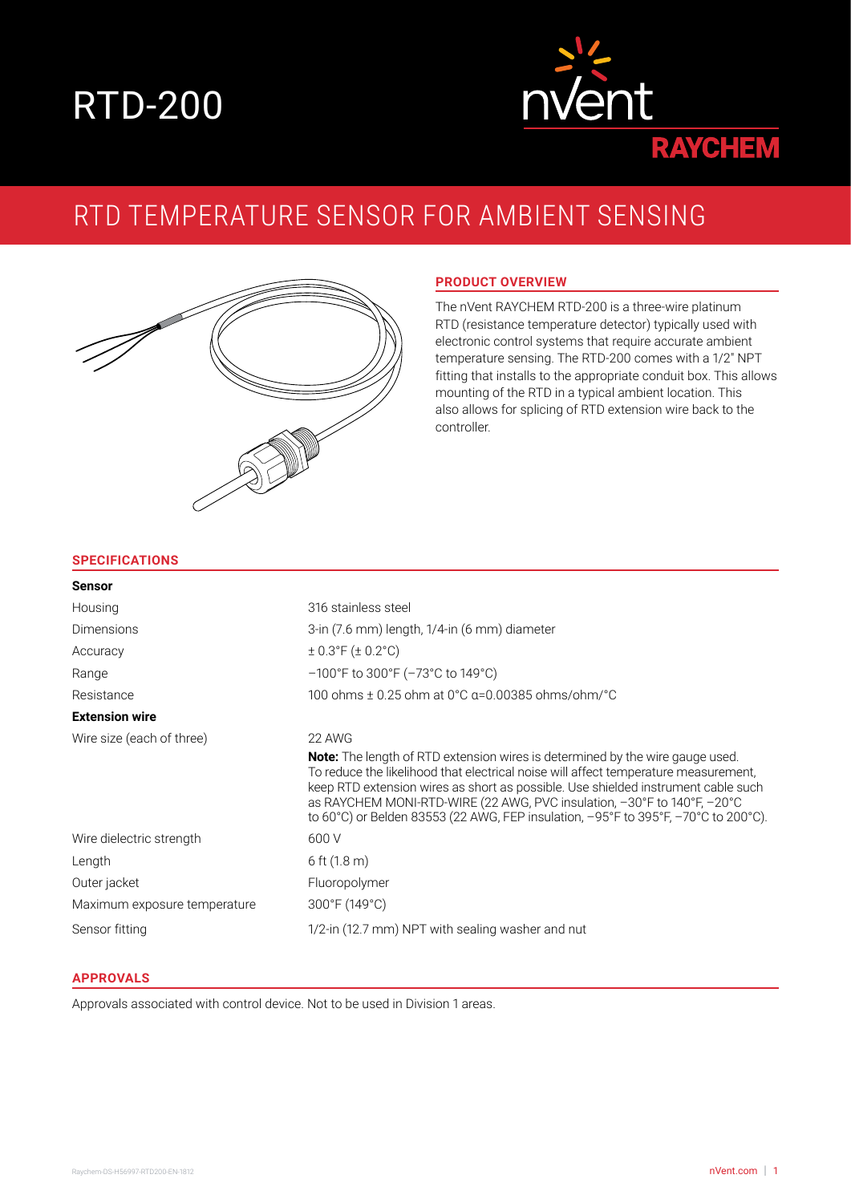# RTD-200

nVent RAYCHEM

## RTD TEMPERATURE SENSOR FOR AMBIENT SENSING

### PRODUCT OVERVIEW

The nVent RAYCHEM RTD-200 is a three-wire platinum RTD (resistance temperature detector) typically used with electronic control systems that require accurate ambient temperature sensing. The RTD-200 comes with a 1/2" NPT fitting that installs to the appropriate conduit box. This allows mounting of the RTD in a typical ambient location. This also allows for splicing of RTD extension wire back to the controller.

### SPECIFICATIONS

| | |
|---|---|
| **Sensor** | |
| Housing | 316 stainless steel |
| Dimensions | 3-in (7.6 mm) length, 1/4-in (6 mm) diameter |
| Accuracy | ± 0.3°F (± 0.2°C) |
| Range | –100°F to 300°F (–73°C to 149°C) |
| Resistance | 100 ohms ± 0.25 ohm at 0°C α=0.00385 ohms/ohm/°C |
| **Extension wire** | |
| Wire size (each of three) | 22 AWG<br>**Note:** The length of RTD extension wires is determined by the wire gauge used. To reduce the likelihood that electrical noise will affect temperature measurement, keep RTD extension wires as short as possible. Use shielded instrument cable such as RAYCHEM MONI-RTD-WIRE (22 AWG, PVC insulation, –30°F to 140°F, –20°C to 60°C) or Belden 83553 (22 AWG, FEP insulation, –95°F to 395°F, –70°C to 200°C). |
| Wire dielectric strength | 600 V |
| Length | 6 ft (1.8 m) |
| Outer jacket | Fluoropolymer |
| Maximum exposure temperature | 300°F (149°C) |
| Sensor fitting | 1/2-in (12.7 mm) NPT with sealing washer and nut |

### APPROVALS

Approvals associated with control device. Not to be used in Division 1 areas.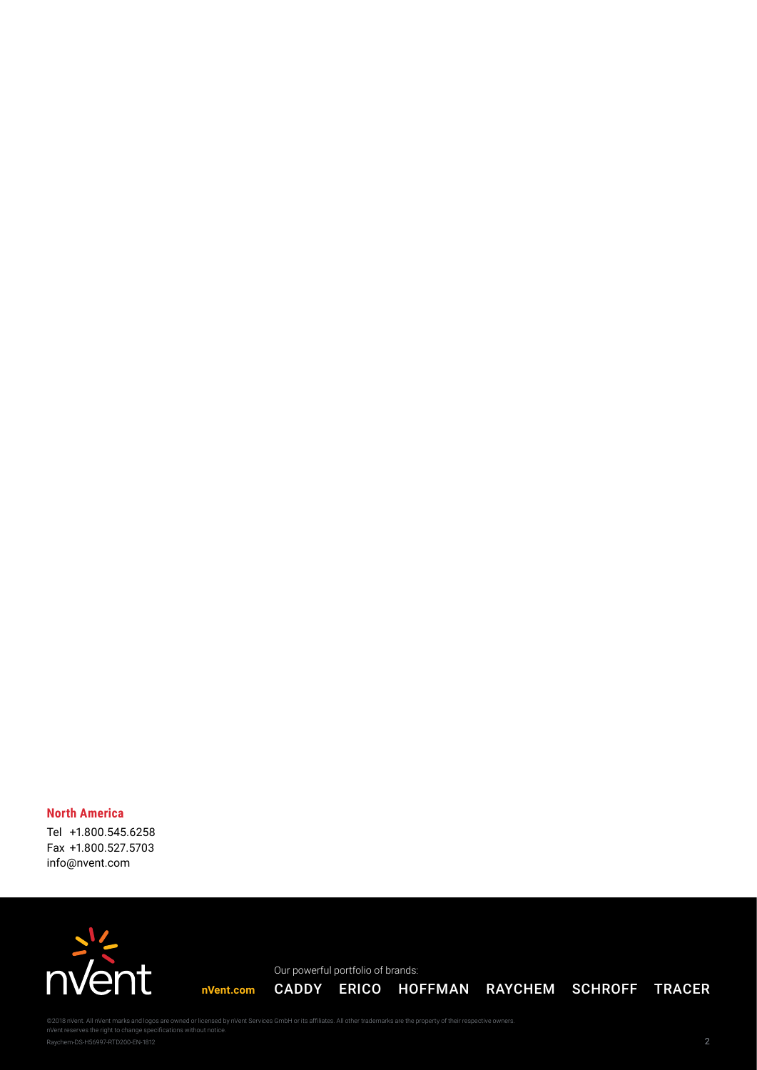**North America**

Tel +1.800.545.6258
Fax +1.800.527.5703
info@nvent.com

nVent

Our powerful portfolio of brands:

**nVent.com** CADDY ERICO HOFFMAN RAYCHEM SCHROFF TRACER

©2018 nVent. All nVent marks and logos are owned or licensed by nVent Services GmbH or its affiliates. All other trademarks are the property of their respective owners.
nVent reserves the right to change specifications without notice.

Raychem-DS-H56997-RTD200-EN-1812